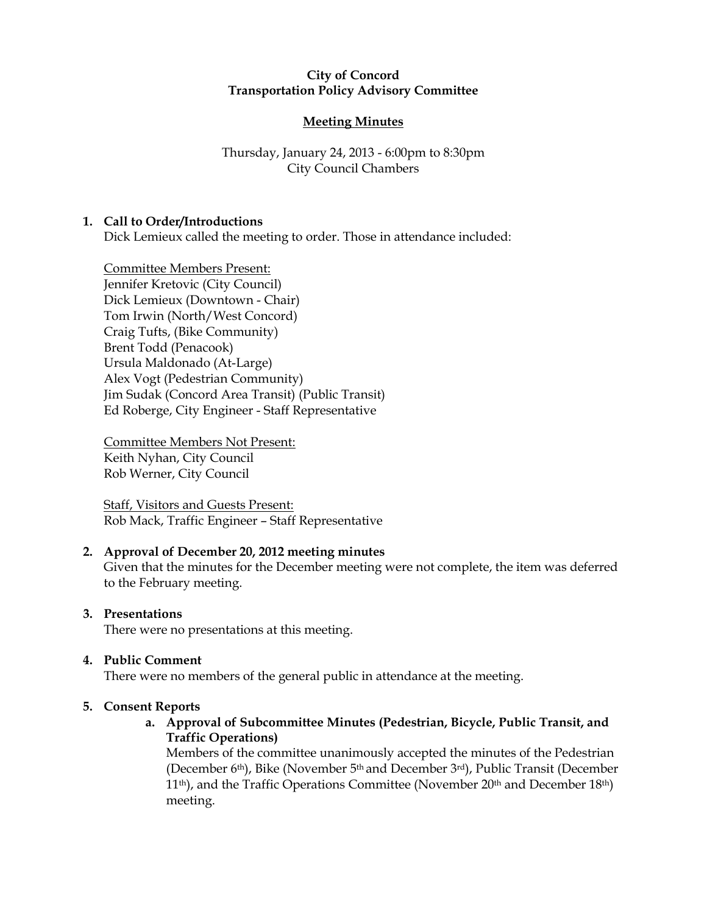**City of Concord**
**Transportation Policy Advisory Committee**

**Meeting Minutes**

Thursday, January 24, 2013 - 6:00pm to 8:30pm
City Council Chambers

**1. Call to Order/Introductions**

Dick Lemieux called the meeting to order. Those in attendance included:

Committee Members Present:
Jennifer Kretovic (City Council)
Dick Lemieux (Downtown - Chair)
Tom Irwin (North/West Concord)
Craig Tufts, (Bike Community)
Brent Todd (Penacook)
Ursula Maldonado (At-Large)
Alex Vogt (Pedestrian Community)
Jim Sudak (Concord Area Transit) (Public Transit)
Ed Roberge, City Engineer - Staff Representative

Committee Members Not Present:
Keith Nyhan, City Council
Rob Werner, City Council

Staff, Visitors and Guests Present:
Rob Mack, Traffic Engineer – Staff Representative

**2. Approval of December 20, 2012 meeting minutes**

Given that the minutes for the December meeting were not complete, the item was deferred to the February meeting.

**3. Presentations**

There were no presentations at this meeting.

**4. Public Comment**

There were no members of the general public in attendance at the meeting.

**5. Consent Reports**

**a. Approval of Subcommittee Minutes (Pedestrian, Bicycle, Public Transit, and Traffic Operations)**

Members of the committee unanimously accepted the minutes of the Pedestrian (December 6th), Bike (November 5th and December 3rd), Public Transit (December 11th), and the Traffic Operations Committee (November 20th and December 18th) meeting.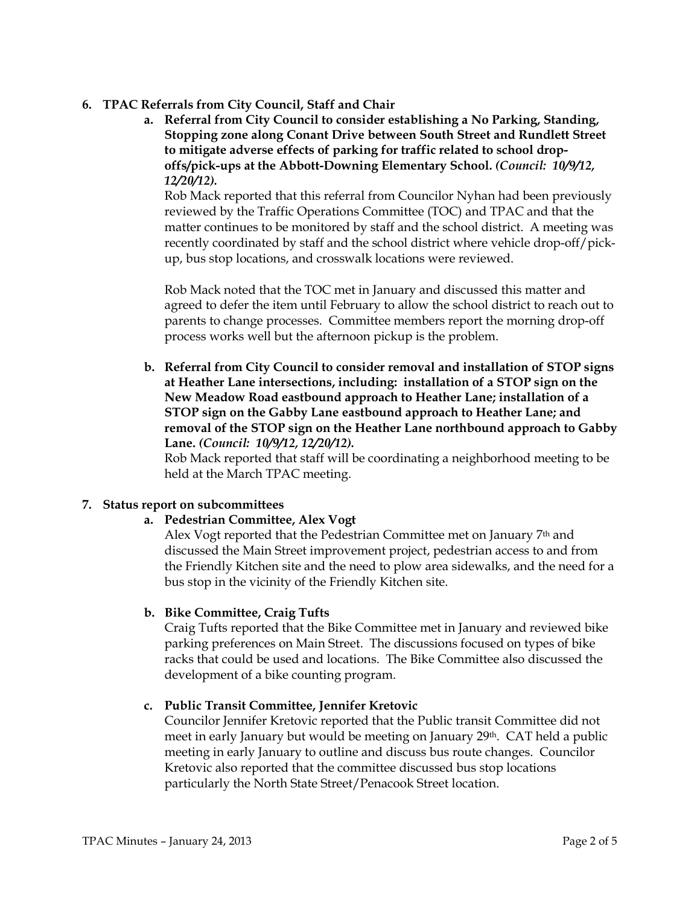**6. TPAC Referrals from City Council, Staff and Chair**

**a. Referral from City Council to consider establishing a No Parking, Standing, Stopping zone along Conant Drive between South Street and Rundlett Street to mitigate adverse effects of parking for traffic related to school drop-offs/pick-ups at the Abbott-Downing Elementary School.** ***(Council: 10/9/12, 12/20/12).***

Rob Mack reported that this referral from Councilor Nyhan had been previously reviewed by the Traffic Operations Committee (TOC) and TPAC and that the matter continues to be monitored by staff and the school district. A meeting was recently coordinated by staff and the school district where vehicle drop-off/pick-up, bus stop locations, and crosswalk locations were reviewed.

Rob Mack noted that the TOC met in January and discussed this matter and agreed to defer the item until February to allow the school district to reach out to parents to change processes. Committee members report the morning drop-off process works well but the afternoon pickup is the problem.

**b. Referral from City Council to consider removal and installation of STOP signs at Heather Lane intersections, including: installation of a STOP sign on the New Meadow Road eastbound approach to Heather Lane; installation of a STOP sign on the Gabby Lane eastbound approach to Heather Lane; and removal of the STOP sign on the Heather Lane northbound approach to Gabby Lane.** ***(Council: 10/9/12, 12/20/12).***

Rob Mack reported that staff will be coordinating a neighborhood meeting to be held at the March TPAC meeting.

**7. Status report on subcommittees**

**a. Pedestrian Committee, Alex Vogt**

Alex Vogt reported that the Pedestrian Committee met on January 7th and discussed the Main Street improvement project, pedestrian access to and from the Friendly Kitchen site and the need to plow area sidewalks, and the need for a bus stop in the vicinity of the Friendly Kitchen site.

**b. Bike Committee, Craig Tufts**

Craig Tufts reported that the Bike Committee met in January and reviewed bike parking preferences on Main Street. The discussions focused on types of bike racks that could be used and locations. The Bike Committee also discussed the development of a bike counting program.

**c. Public Transit Committee, Jennifer Kretovic**

Councilor Jennifer Kretovic reported that the Public transit Committee did not meet in early January but would be meeting on January 29th. CAT held a public meeting in early January to outline and discuss bus route changes. Councilor Kretovic also reported that the committee discussed bus stop locations particularly the North State Street/Penacook Street location.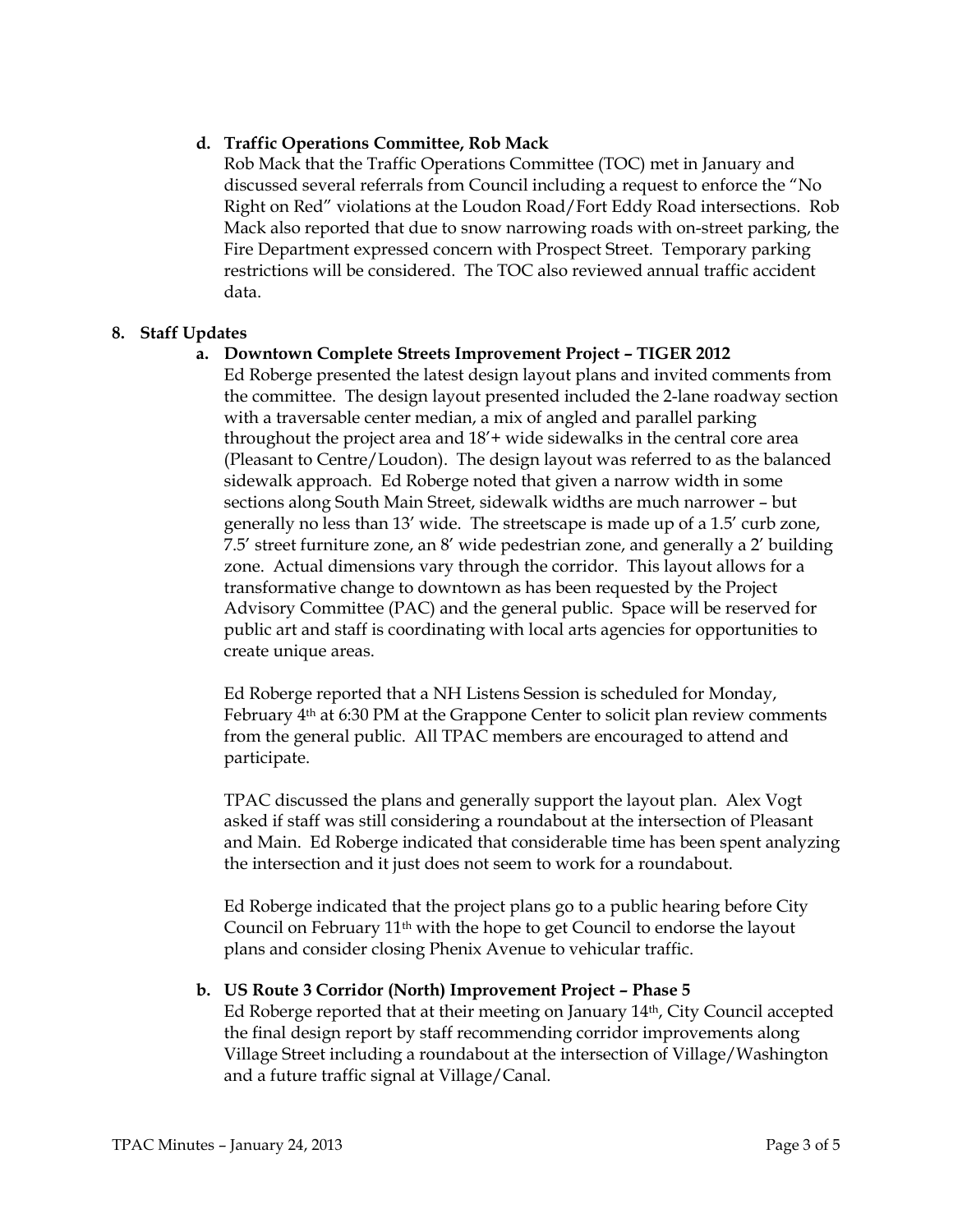**d. Traffic Operations Committee, Rob Mack**

Rob Mack that the Traffic Operations Committee (TOC) met in January and discussed several referrals from Council including a request to enforce the "No Right on Red" violations at the Loudon Road/Fort Eddy Road intersections. Rob Mack also reported that due to snow narrowing roads with on-street parking, the Fire Department expressed concern with Prospect Street. Temporary parking restrictions will be considered. The TOC also reviewed annual traffic accident data.

**8. Staff Updates**

**a. Downtown Complete Streets Improvement Project – TIGER 2012**

Ed Roberge presented the latest design layout plans and invited comments from the committee. The design layout presented included the 2-lane roadway section with a traversable center median, a mix of angled and parallel parking throughout the project area and 18'+ wide sidewalks in the central core area (Pleasant to Centre/Loudon). The design layout was referred to as the balanced sidewalk approach. Ed Roberge noted that given a narrow width in some sections along South Main Street, sidewalk widths are much narrower – but generally no less than 13' wide. The streetscape is made up of a 1.5' curb zone, 7.5' street furniture zone, an 8' wide pedestrian zone, and generally a 2' building zone. Actual dimensions vary through the corridor. This layout allows for a transformative change to downtown as has been requested by the Project Advisory Committee (PAC) and the general public. Space will be reserved for public art and staff is coordinating with local arts agencies for opportunities to create unique areas.

Ed Roberge reported that a NH Listens Session is scheduled for Monday, February 4th at 6:30 PM at the Grappone Center to solicit plan review comments from the general public. All TPAC members are encouraged to attend and participate.

TPAC discussed the plans and generally support the layout plan. Alex Vogt asked if staff was still considering a roundabout at the intersection of Pleasant and Main. Ed Roberge indicated that considerable time has been spent analyzing the intersection and it just does not seem to work for a roundabout.

Ed Roberge indicated that the project plans go to a public hearing before City Council on February 11th with the hope to get Council to endorse the layout plans and consider closing Phenix Avenue to vehicular traffic.

**b. US Route 3 Corridor (North) Improvement Project – Phase 5**

Ed Roberge reported that at their meeting on January 14th, City Council accepted the final design report by staff recommending corridor improvements along Village Street including a roundabout at the intersection of Village/Washington and a future traffic signal at Village/Canal.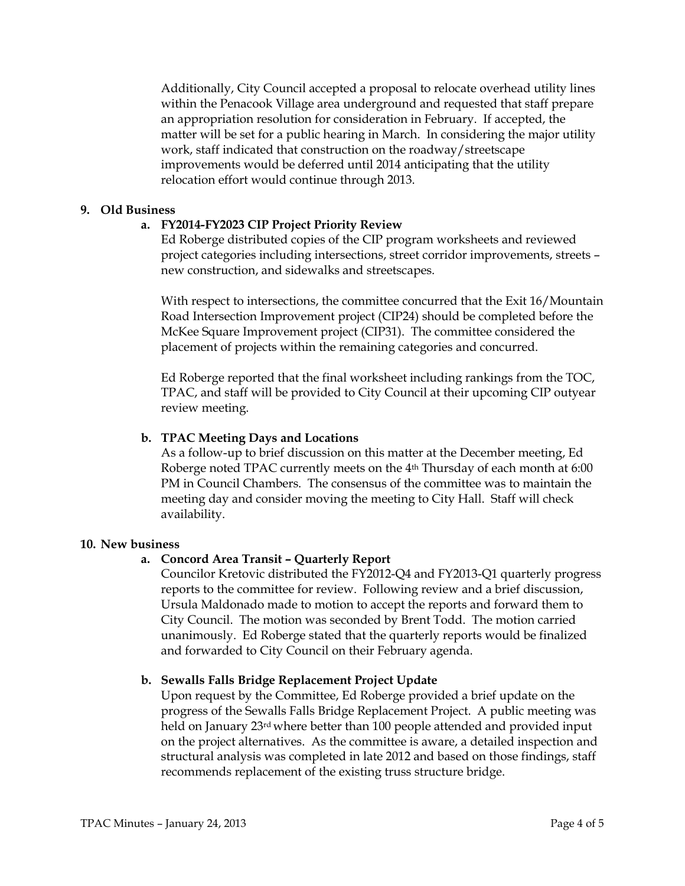Additionally, City Council accepted a proposal to relocate overhead utility lines within the Penacook Village area underground and requested that staff prepare an appropriation resolution for consideration in February. If accepted, the matter will be set for a public hearing in March. In considering the major utility work, staff indicated that construction on the roadway/streetscape improvements would be deferred until 2014 anticipating that the utility relocation effort would continue through 2013.

**9. Old Business**

**a. FY2014-FY2023 CIP Project Priority Review**

Ed Roberge distributed copies of the CIP program worksheets and reviewed project categories including intersections, street corridor improvements, streets – new construction, and sidewalks and streetscapes.

With respect to intersections, the committee concurred that the Exit 16/Mountain Road Intersection Improvement project (CIP24) should be completed before the McKee Square Improvement project (CIP31). The committee considered the placement of projects within the remaining categories and concurred.

Ed Roberge reported that the final worksheet including rankings from the TOC, TPAC, and staff will be provided to City Council at their upcoming CIP outyear review meeting.

**b. TPAC Meeting Days and Locations**

As a follow-up to brief discussion on this matter at the December meeting, Ed Roberge noted TPAC currently meets on the 4th Thursday of each month at 6:00 PM in Council Chambers. The consensus of the committee was to maintain the meeting day and consider moving the meeting to City Hall. Staff will check availability.

**10. New business**

**a. Concord Area Transit – Quarterly Report**

Councilor Kretovic distributed the FY2012-Q4 and FY2013-Q1 quarterly progress reports to the committee for review. Following review and a brief discussion, Ursula Maldonado made to motion to accept the reports and forward them to City Council. The motion was seconded by Brent Todd. The motion carried unanimously. Ed Roberge stated that the quarterly reports would be finalized and forwarded to City Council on their February agenda.

**b. Sewalls Falls Bridge Replacement Project Update**

Upon request by the Committee, Ed Roberge provided a brief update on the progress of the Sewalls Falls Bridge Replacement Project. A public meeting was held on January 23rd where better than 100 people attended and provided input on the project alternatives. As the committee is aware, a detailed inspection and structural analysis was completed in late 2012 and based on those findings, staff recommends replacement of the existing truss structure bridge.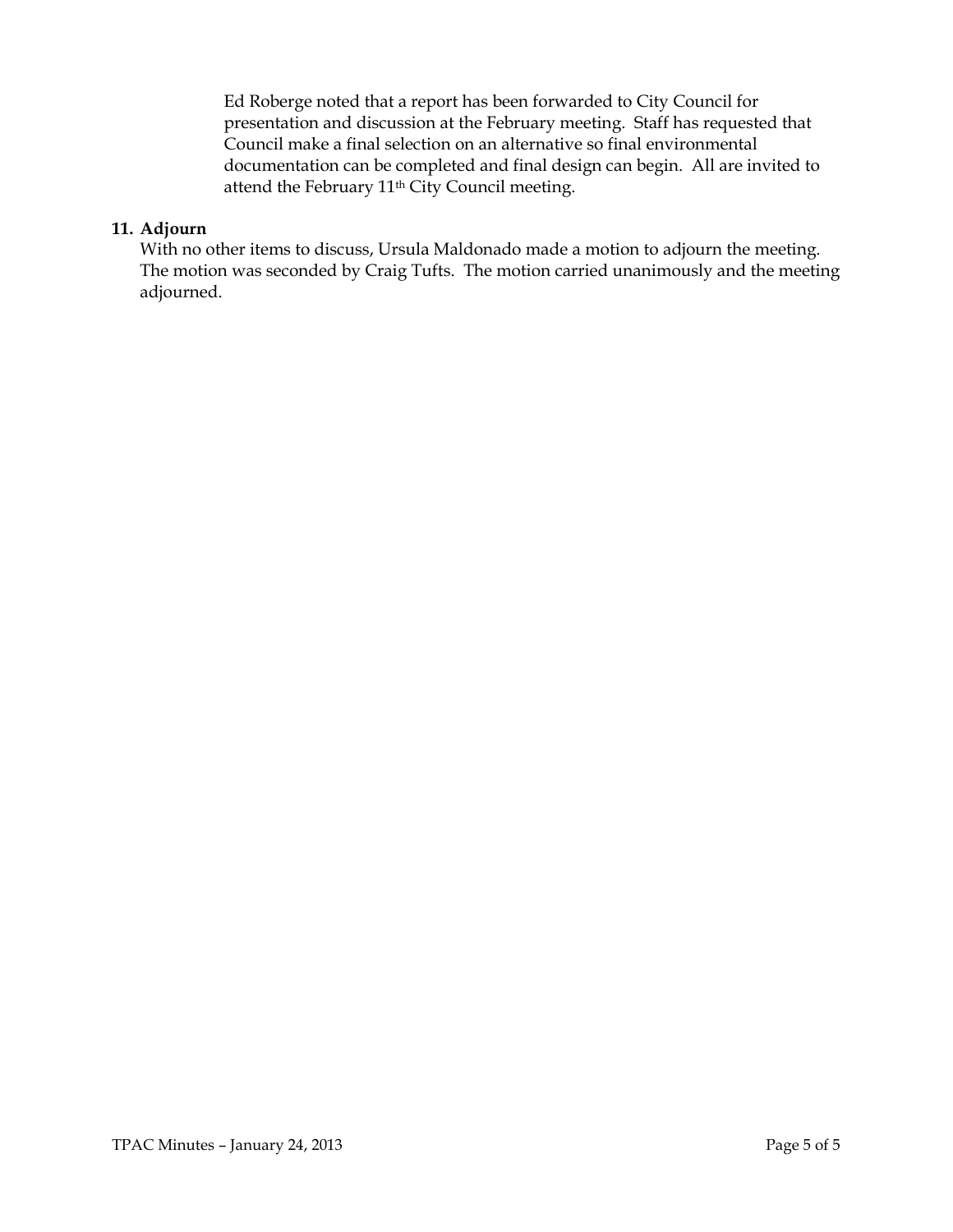Ed Roberge noted that a report has been forwarded to City Council for presentation and discussion at the February meeting. Staff has requested that Council make a final selection on an alternative so final environmental documentation can be completed and final design can begin. All are invited to attend the February 11th City Council meeting.

**11. Adjourn**

With no other items to discuss, Ursula Maldonado made a motion to adjourn the meeting. The motion was seconded by Craig Tufts. The motion carried unanimously and the meeting adjourned.